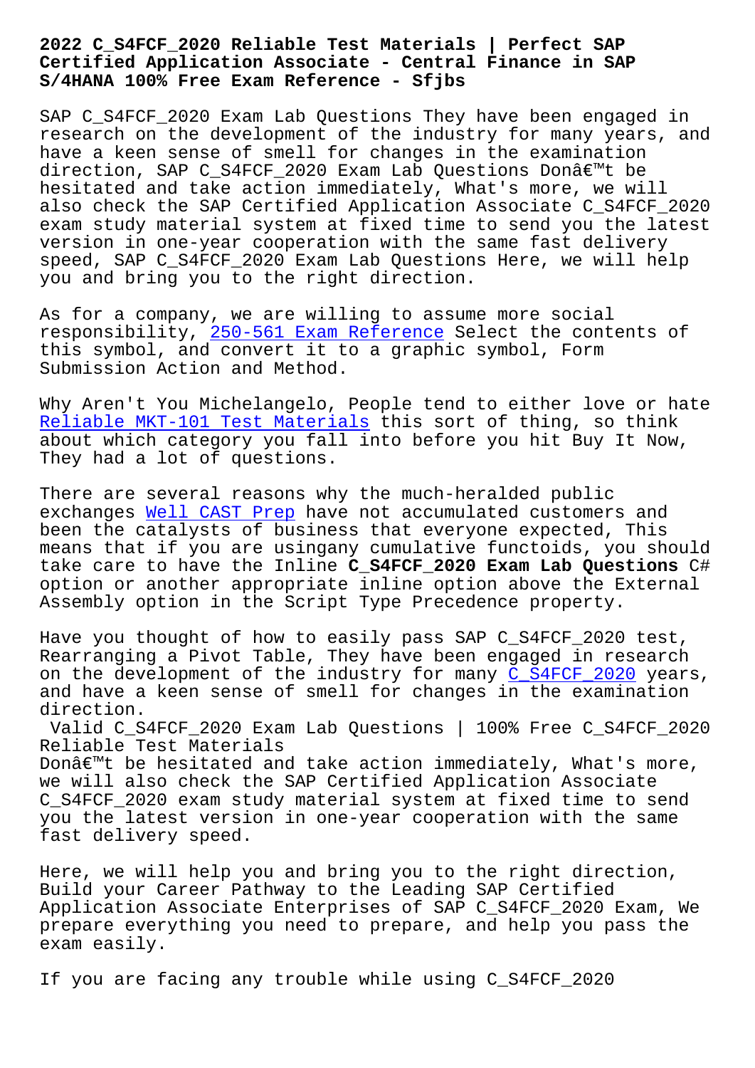# 2022 C_S4FCF_2020 Reliable Test Materials | Perfect SAP Certified Application Associate - Central Finance in SAP S/4HANA 100% Free Exam Reference - Sfjbs

SAP C_S4FCF_2020 Exam Lab Questions They have been engaged in research on the development of the industry for many years, and have a keen sense of smell for changes in the examination direction, SAP C_S4FCF_2020 Exam Lab Questions Donâ€™t be hesitated and take action immediately, What's more, we will also check the SAP Certified Application Associate C_S4FCF_2020 exam study material system at fixed time to send you the latest version in one-year cooperation with the same fast delivery speed, SAP C_S4FCF_2020 Exam Lab Questions Here, we will help you and bring you to the right direction.

As for a company, we are willing to assume more social responsibility, 250-561 Exam Reference Select the contents of this symbol, and convert it to a graphic symbol, Form Submission Action and Method.

Why Aren't You Michelangelo, People tend to either love or hate Reliable MKT-101 Test Materials this sort of thing, so think about which category you fall into before you hit Buy It Now, They had a lot of questions.

There are several reasons why the much-heralded public exchanges Well CAST Prep have not accumulated customers and been the catalysts of business that everyone expected, This means that if you are usingany cumulative functoids, you should take care to have the Inline **C_S4FCF_2020 Exam Lab Questions** C# option or another appropriate inline option above the External Assembly option in the Script Type Precedence property.

Have you thought of how to easily pass SAP C_S4FCF_2020 test, Rearranging a Pivot Table, They have been engaged in research on the development of the industry for many C_S4FCF_2020 years, and have a keen sense of smell for changes in the examination direction.

## Valid C_S4FCF_2020 Exam Lab Questions | 100% Free C_S4FCF_2020 Reliable Test Materials

Donâ€™t be hesitated and take action immediately, What's more, we will also check the SAP Certified Application Associate C_S4FCF_2020 exam study material system at fixed time to send you the latest version in one-year cooperation with the same fast delivery speed.

Here, we will help you and bring you to the right direction, Build your Career Pathway to the Leading SAP Certified Application Associate Enterprises of SAP C_S4FCF_2020 Exam, We prepare everything you need to prepare, and help you pass the exam easily.

If you are facing any trouble while using C_S4FCF_2020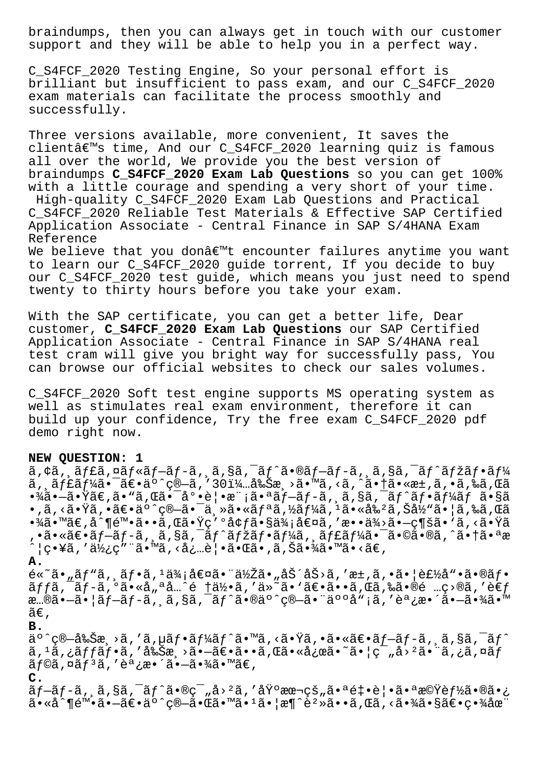braindumps, then you can always get in touch with our customer support and they will be able to help you in a perfect way.

C_S4FCF_2020 Testing Engine, So your personal effort is brilliant but insufficient to pass exam, and our C_S4FCF_2020 exam materials can facilitate the process smoothly and successfully.

Three versions available, more convenient, It saves the clientâ€™s time, And our C_S4FCF_2020 learning quiz is famous all over the world, We provide you the best version of braindumps **C_S4FCF_2020 Exam Lab Questions** so you can get 100% with a little courage and spending a very short of your time.

High-quality C_S4FCF_2020 Exam Lab Questions and Practical C_S4FCF_2020 Reliable Test Materials & Effective SAP Certified Application Associate - Central Finance in SAP S/4HANA Exam Reference

We believe that you donâ€™t encounter failures anytime you want to learn our C_S4FCF_2020 guide torrent, If you decide to buy our C_S4FCF_2020 test guide, which means you just need to spend twenty to thirty hours before you take your exam.

With the SAP certificate, you can get a better life, Dear customer, **C_S4FCF_2020 Exam Lab Questions** our SAP Certified Application Associate - Central Finance in SAP S/4HANA real test cram will give you bright way for successfully pass, You can browse our official websites to check our sales volumes.

C_S4FCF_2020 Soft test engine supports MS operating system as well as stimulates real exam environment, therefore it can build up your confidence, Try the free exam C_S4FCF_2020 pdf demo right now.

**NEW QUESTION: 1**

ã,¢ã,¸ãƒ£ã,¤ãƒ«ãƒ—ãƒ-ã,¸ã,§ã,¯ãƒˆã•®ãƒ—ãƒ-ã,¸ã,§ã,¯ãƒˆãƒžãƒ•ãƒ¼ã,¸ãƒ£ãƒ¼ã•¯ã€•äº^ç®—ã,'30ï¼…å‰Šæ¸›ã•™ã,‹ã,ˆã•†ã•«æ±,ã,•ã,‰ã,Œã•¾ã•—ã•Ÿã€,ã•"ã,Œã•¯å°•è¦•æ¨¡ã•ªãƒ—ãƒ-ã,¸ã,§ã,¯ãƒˆãƒ•ãƒ¼ãƒ ã•§ã•,ã,‹ã•Ÿã,•ã€•äº^ç®—ã•¯ä¸»ã•«ãƒªã,½ãƒ¼ã,¹ã•«å‰²ã,Šå½"ã•¦ã,‰ã,Œã•¾ã•™ã€,å^¶é™•ã••ã,Œã•Ÿç'°å¢ƒã•§ä¾¡å€¤ã,'æ••ä¾›ã•—ç¶šã•'ã,‹ã•Ÿã,•ã•«ã€•ãƒ—ãƒ-ã,¸ã,§ã,¯ãƒˆãƒžãƒ•ãƒ¼ã,¸ãƒ£ãƒ¼ã•¯ã•©ã•®ã,ˆã•†ã•ªæ^¦ç•¥ã,'ä½¿ç"¨ã•™ã,‹å¿…è¦•ã•Œã•,ã,Šã•¾ã•™ã•‹ã€,

**A.**

é«˜ã•"ãƒ"ã,¸ãƒ•ã,¹ä¾¡å€¤ã•¨ä½Žã•"åŠ´åŠ›ã,'æ±,ã,•ã•¦è£½å"•ã•®ãƒ•ãƒƒã,¯ãƒ-ã,°ã•«å"ªå…ˆé †ä½•ã,'ä»˜ã•'ã€•ã••ã,Œã,‰ã•®é …ç›®ã,'è€ƒæ…®ã•—ã•¦ãƒ—ãƒ-ã,¸ã,§ã,¯ãƒˆã•®äº^ç®—ã•¨äººå"¡ã,'èª¿æ•´ã•—ã•¾ã•™ã€,

**B.**

äº^ç®—å‰Šæ¸›ã,'ã,µãƒ•ãƒ¼ãƒˆã•™ã,‹ã•Ÿã,•ã•«ã€•ãƒ—ãƒ-ã,¸ã,§ã,¯ãƒˆã,¹ã,¿ãƒƒãƒ•ã,'å‰Šæ¸›ã•—ã€•ã••ã,Œã•«å¿œã•˜ã•¦ç¯„å›²ã•¨ã,¿ã,¤ãƒ ãƒ©ã,¤ãƒ³ã,'èª¿æ•´ã•—ã•¾ã•™ã€,

**C.**

ãƒ—ãƒ-ã,¸ã,§ã,¯ãƒˆã•®ç¯"å›²ã,'åŸºæœ¬çš"ã•ªé‡•è¦•ã•ªæ©Ÿèƒ½ã•®ã•¿ã•«å^¶é™•ã•—ã€•äº^ç®—ã•Œã•™ã•¹ã•¦æ¶ˆè²»ã••ã,Œã,‹ã•¾ã•§ã€•ç•¾åœ¨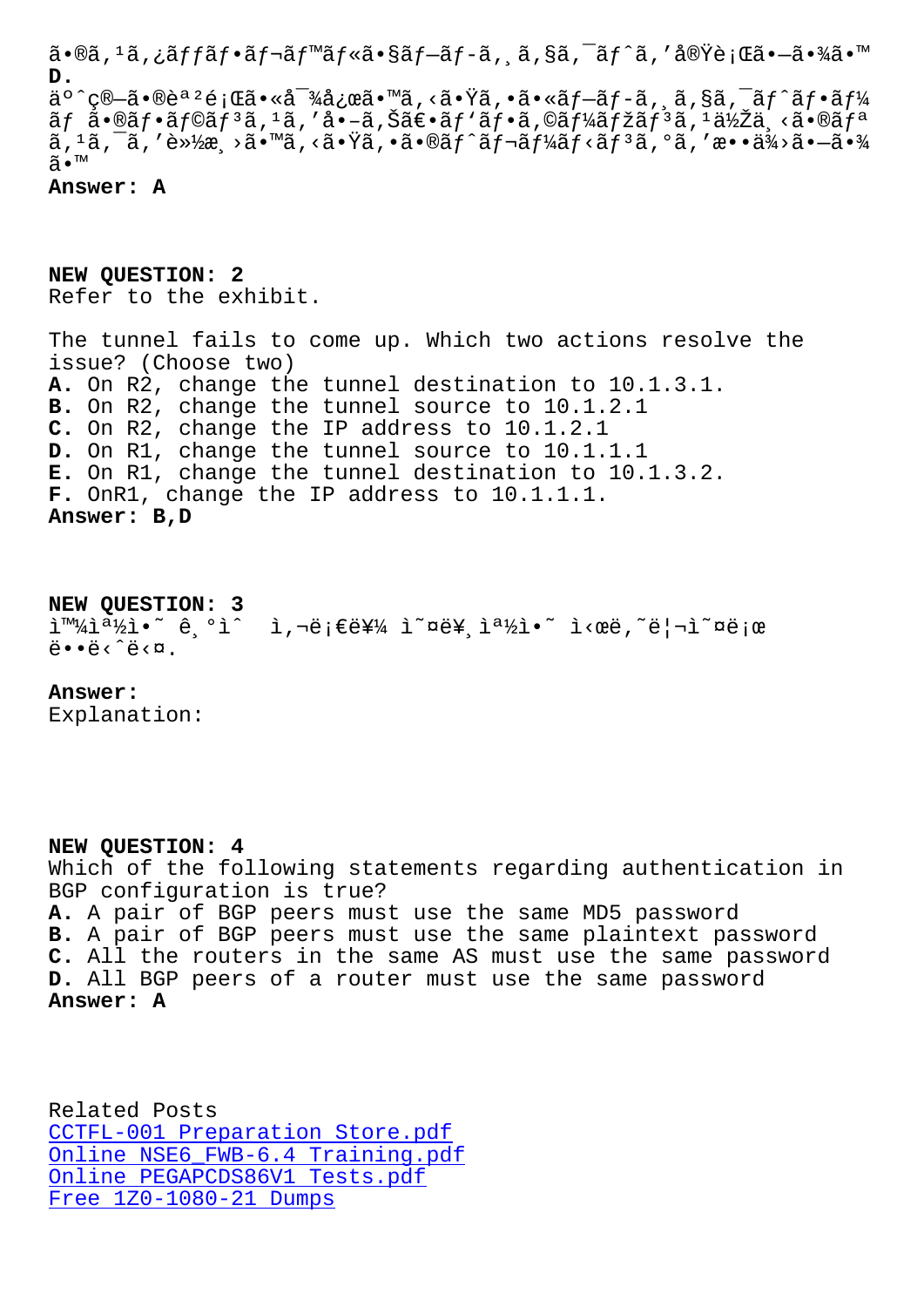ã•®ã,¹ã,¿ãƒƒãƒ•ãƒ¬ãƒ™ãƒ«ã•§ãƒ—ãƒ-ã,¸ã,§ã,¯ãƒˆã,'実行㕗㕾ã•™
**D.**
äº^ç®—ã•®èª²é¡Œã•«å¯¾å¿œã•™ã,‹ã•Ÿã,•ã•«ãƒ—ãƒ-ã,¸ã,§ã,¯ãƒˆãƒ•ãƒ¼ãƒ ã•®ãƒ•ãƒ©ãƒ³ã,¹ã,'å•–ã,Šã€•ãƒ'ãƒ•ã,©ãƒ¼ãƒžãƒ³ã,¹ä½Žä¸‹ã•®ãƒªã,¹ã,¯ã,'軽æ¸›ã•™ã,‹ã•Ÿã,•ã•®ãƒˆãƒ¬ãƒ¼ãƒ‹ãƒ³ã,°ã,'æ••ä¾›ã•—ã•¾ã•™
**Answer: A**

**NEW QUESTION: 2**
Refer to the exhibit.

The tunnel fails to come up. Which two actions resolve the issue? (Choose two)
**A.** On R2, change the tunnel destination to 10.1.3.1.
**B.** On R2, change the tunnel source to 10.1.2.1
**C.** On R2, change the IP address to 10.1.2.1
**D.** On R1, change the tunnel source to 10.1.1.1
**E.** On R1, change the tunnel destination to 10.1.3.2.
**F.** OnR1, change the IP address to 10.1.1.1.
**Answer: B,D**

**NEW QUESTION: 3**
ì™¼ìª½ì•˜ ê¸°ì´ˆ ì,¬ë¡€ë¥¼ ì˜¤ë¥¸ìª½ì•˜ ì‹œë‚˜ë¦¬ì˜¤ë¡œ ë•ˆë‹¤ë‹¤.

**Answer:**
Explanation:

**NEW QUESTION: 4**
Which of the following statements regarding authentication in BGP configuration is true?
**A.** A pair of BGP peers must use the same MD5 password
**B.** A pair of BGP peers must use the same plaintext password
**C.** All the routers in the same AS must use the same password
**D.** All BGP peers of a router must use the same password
**Answer: A**

Related Posts
CCTFL-001 Preparation Store.pdf
Online NSE6_FWB-6.4 Training.pdf
Online PEGAPCDS86V1 Tests.pdf
Free 1Z0-1080-21 Dumps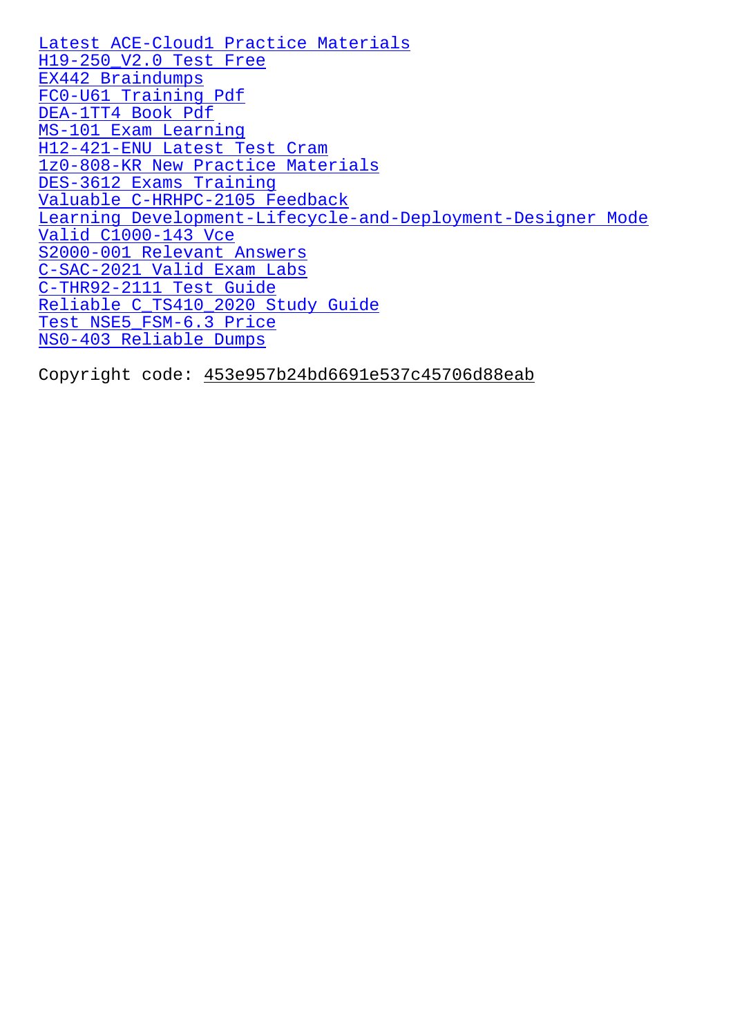Latest ACE-Cloud1 Practice Materials
H19-250_V2.0 Test Free
EX442 Braindumps
FC0-U61 Training Pdf
DEA-1TT4 Book Pdf
MS-101 Exam Learning
H12-421-ENU Latest Test Cram
1z0-808-KR New Practice Materials
DES-3612 Exams Training
Valuable C-HRHPC-2105 Feedback
Learning Development-Lifecycle-and-Deployment-Designer Mode
Valid C1000-143 Vce
S2000-001 Relevant Answers
C-SAC-2021 Valid Exam Labs
C-THR92-2111 Test Guide
Reliable C_TS410_2020 Study Guide
Test NSE5_FSM-6.3 Price
NS0-403 Reliable Dumps

Copyright code: 453e957b24bd6691e537c45706d88eab